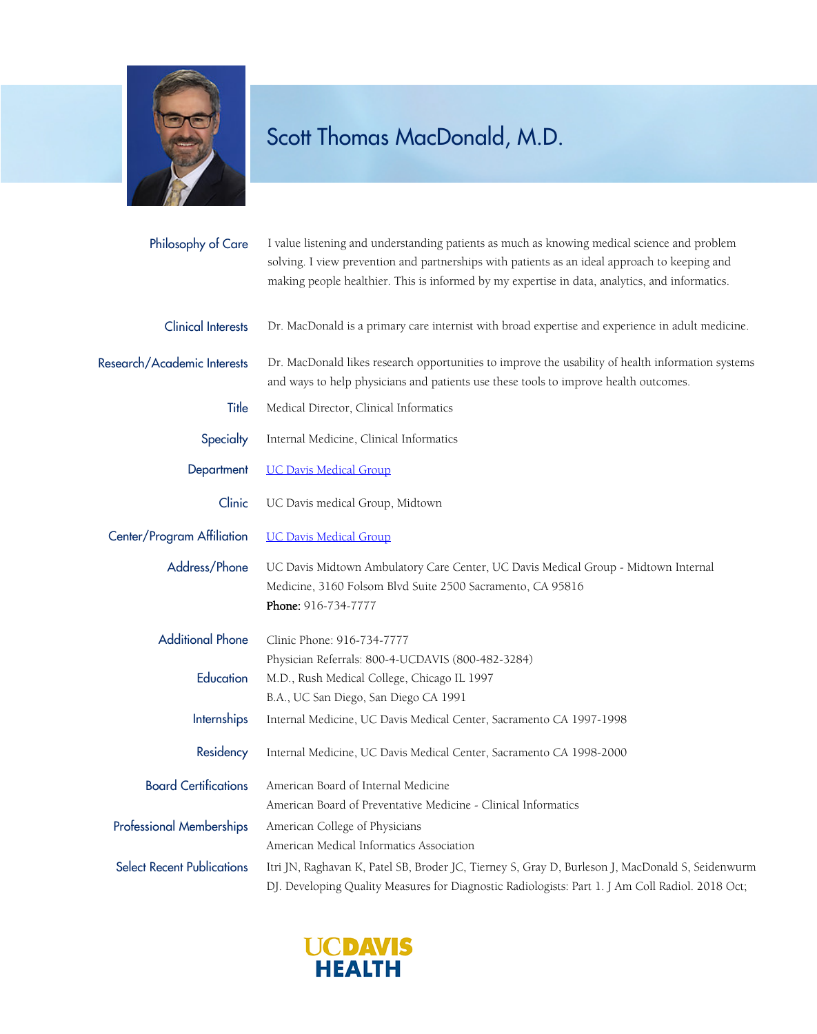# Scott Thomas MacDonald, M.D.

**Philosophy of Care**
I value listening and understanding patients as much as knowing medical science and problem solving. I view prevention and partnerships with patients as an ideal approach to keeping and making people healthier. This is informed by my expertise in data, analytics, and informatics.

**Clinical Interests**
Dr. MacDonald is a primary care internist with broad expertise and experience in adult medicine.

**Research/Academic Interests**
Dr. MacDonald likes research opportunities to improve the usability of health information systems and ways to help physicians and patients use these tools to improve health outcomes.

**Title**
Medical Director, Clinical Informatics

**Specialty**
Internal Medicine, Clinical Informatics

**Department**
UC Davis Medical Group

**Clinic**
UC Davis medical Group, Midtown

**Center/Program Affiliation**
UC Davis Medical Group

**Address/Phone**
UC Davis Midtown Ambulatory Care Center, UC Davis Medical Group - Midtown Internal Medicine, 3160 Folsom Blvd Suite 2500 Sacramento, CA 95816
**Phone:** 916-734-7777

**Additional Phone**
Clinic Phone: 916-734-7777
Physician Referrals: 800-4-UCDAVIS (800-482-3284)

**Education**
M.D., Rush Medical College, Chicago IL 1997
B.A., UC San Diego, San Diego CA 1991

**Internships**
Internal Medicine, UC Davis Medical Center, Sacramento CA 1997-1998

**Residency**
Internal Medicine, UC Davis Medical Center, Sacramento CA 1998-2000

**Board Certifications**
American Board of Internal Medicine
American Board of Preventative Medicine - Clinical Informatics

**Professional Memberships**
American College of Physicians
American Medical Informatics Association

**Select Recent Publications**
Itri JN, Raghavan K, Patel SB, Broder JC, Tierney S, Gray D, Burleson J, MacDonald S, Seidenwurm DJ. Developing Quality Measures for Diagnostic Radiologists: Part 1. J Am Coll Radiol. 2018 Oct;

UCDAVIS HEALTH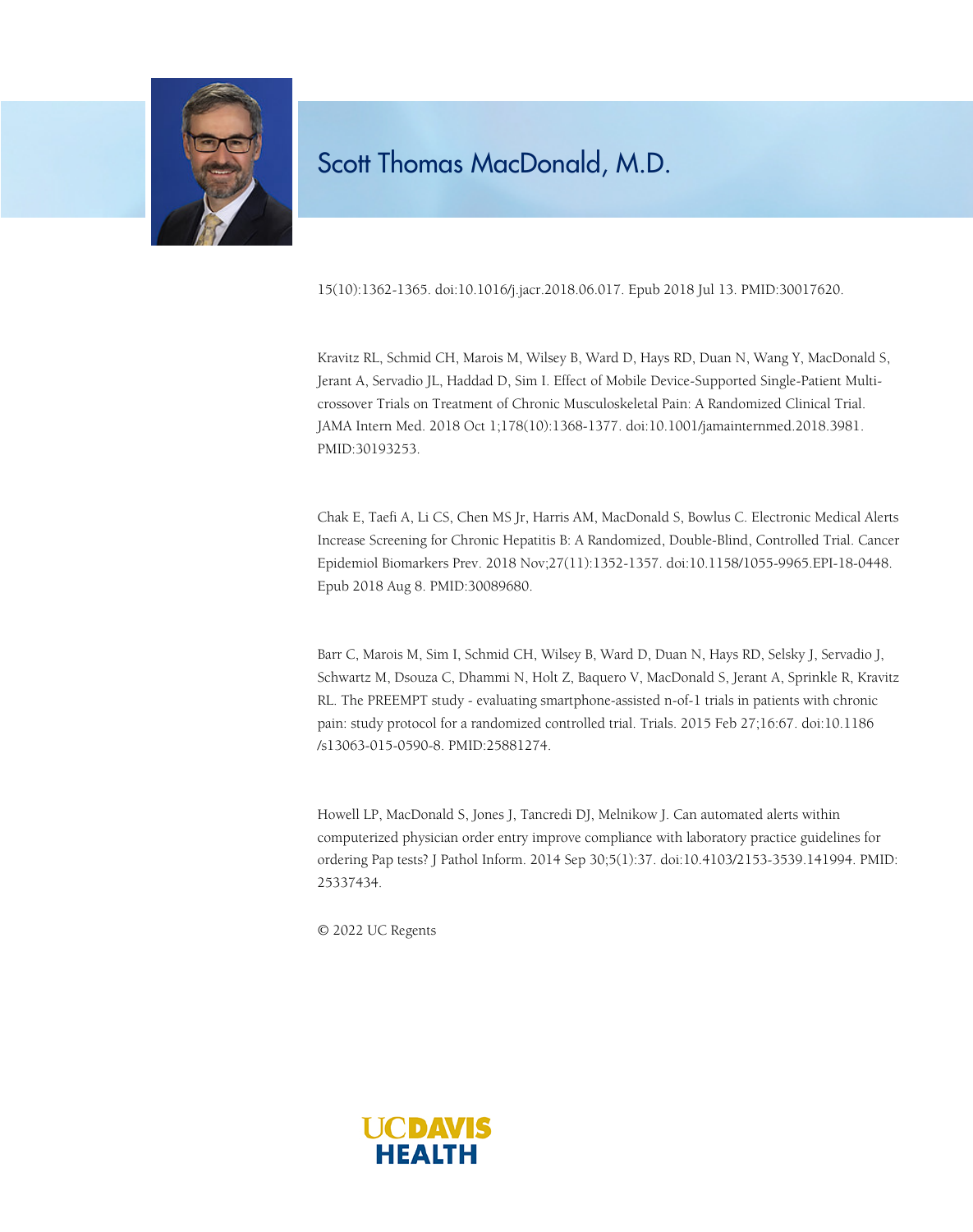# Scott Thomas MacDonald, M.D.

15(10):1362-1365. doi:10.1016/j.jacr.2018.06.017. Epub 2018 Jul 13. PMID:30017620.

Kravitz RL, Schmid CH, Marois M, Wilsey B, Ward D, Hays RD, Duan N, Wang Y, MacDonald S, Jerant A, Servadio JL, Haddad D, Sim I. Effect of Mobile Device-Supported Single-Patient Multi-crossover Trials on Treatment of Chronic Musculoskeletal Pain: A Randomized Clinical Trial. JAMA Intern Med. 2018 Oct 1;178(10):1368-1377. doi:10.1001/jamainternmed.2018.3981. PMID:30193253.

Chak E, Taefi A, Li CS, Chen MS Jr, Harris AM, MacDonald S, Bowlus C. Electronic Medical Alerts Increase Screening for Chronic Hepatitis B: A Randomized, Double-Blind, Controlled Trial. Cancer Epidemiol Biomarkers Prev. 2018 Nov;27(11):1352-1357. doi:10.1158/1055-9965.EPI-18-0448. Epub 2018 Aug 8. PMID:30089680.

Barr C, Marois M, Sim I, Schmid CH, Wilsey B, Ward D, Duan N, Hays RD, Selsky J, Servadio J, Schwartz M, Dsouza C, Dhammi N, Holt Z, Baquero V, MacDonald S, Jerant A, Sprinkle R, Kravitz RL. The PREEMPT study - evaluating smartphone-assisted n-of-1 trials in patients with chronic pain: study protocol for a randomized controlled trial. Trials. 2015 Feb 27;16:67. doi:10.1186/s13063-015-0590-8. PMID:25881274.

Howell LP, MacDonald S, Jones J, Tancredi DJ, Melnikow J. Can automated alerts within computerized physician order entry improve compliance with laboratory practice guidelines for ordering Pap tests? J Pathol Inform. 2014 Sep 30;5(1):37. doi:10.4103/2153-3539.141994. PMID:25337434.

© 2022 UC Regents

UC DAVIS HEALTH